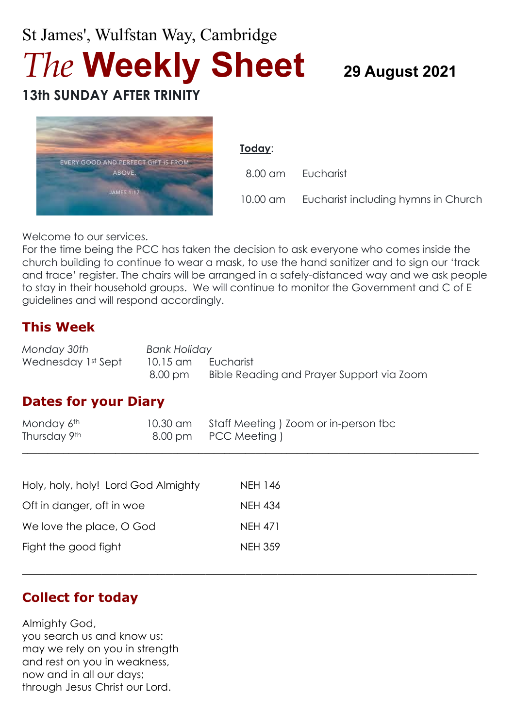St James', Wulfstan Way, Cambridge

# *The* **Weekly Sheet**

**29 August 2021**

## 13th SUNDAY AFTER TRINITY

**Today**:

| | |
|---|---|
| 8.00 am | Eucharist |
| 10.00 am | Eucharist including hymns in Church |

Welcome to our services.
For the time being the PCC has taken the decision to ask everyone who comes inside the church building to continue to wear a mask, to use the hand sanitizer and to sign our 'track and trace' register. The chairs will be arranged in a safely-distanced way and we ask people to stay in their household groups. We will continue to monitor the Government and C of E guidelines and will respond accordingly.

## This Week

| | | |
|---|---|---|
| *Monday 30th* | *Bank Holiday* | |
| Wednesday 1st Sept | 10.15 am | Eucharist |
| | 8.00 pm | Bible Reading and Prayer Support via Zoom |

## Dates for your Diary

| | | |
|---|---|---|
| Monday 6th | 10.30 am | Staff Meeting ) Zoom or in-person tbc |
| Thursday 9th | 8.00 pm | PCC Meeting ) |

---

| | |
|---|---|
| Holy, holy, holy! Lord God Almighty | NEH 146 |
| Oft in danger, oft in woe | NEH 434 |
| We love the place, O God | NEH 471 |
| Fight the good fight | NEH 359 |

---

## Collect for today

Almighty God,
you search us and know us:
may we rely on you in strength
and rest on you in weakness,
now and in all our days;
through Jesus Christ our Lord.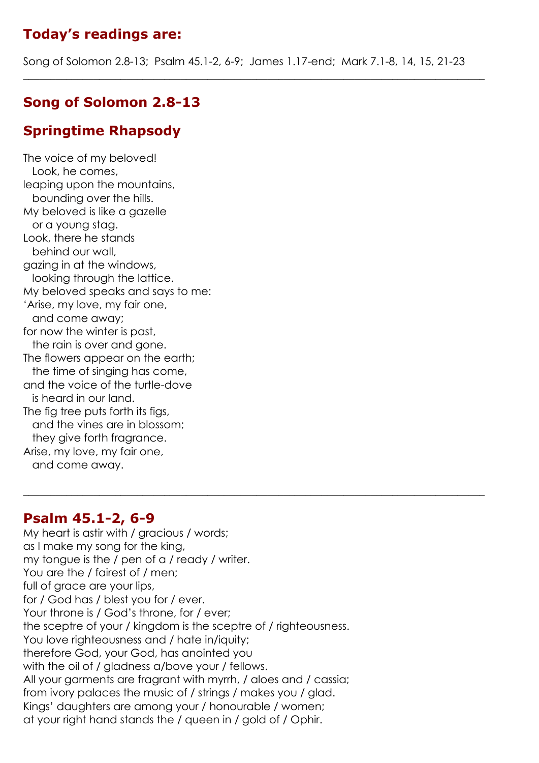## Today's readings are:

Song of Solomon 2.8-13; Psalm 45.1-2, 6-9; James 1.17-end; Mark 7.1-8, 14, 15, 21-23

---

## Song of Solomon 2.8-13

## Springtime Rhapsody

The voice of my beloved!
  Look, he comes,
leaping upon the mountains,
  bounding over the hills.
My beloved is like a gazelle
  or a young stag.
Look, there he stands
  behind our wall,
gazing in at the windows,
  looking through the lattice.
My beloved speaks and says to me:
'Arise, my love, my fair one,
  and come away;
for now the winter is past,
  the rain is over and gone.
The flowers appear on the earth;
  the time of singing has come,
and the voice of the turtle-dove
  is heard in our land.
The fig tree puts forth its figs,
  and the vines are in blossom;
  they give forth fragrance.
Arise, my love, my fair one,
  and come away.

---

## Psalm 45.1-2, 6-9

My heart is astir with / gracious / words;
as I make my song for the king,
my tongue is the / pen of a / ready / writer.
You are the / fairest of / men;
full of grace are your lips,
for / God has / blest you for / ever.
Your throne is / God's throne, for / ever;
the sceptre of your / kingdom is the sceptre of / righteousness.
You love righteousness and / hate in/iquity;
therefore God, your God, has anointed you
with the oil of / gladness a/bove your / fellows.
All your garments are fragrant with myrrh, / aloes and / cassia;
from ivory palaces the music of / strings / makes you / glad.
Kings' daughters are among your / honourable / women;
at your right hand stands the / queen in / gold of / Ophir.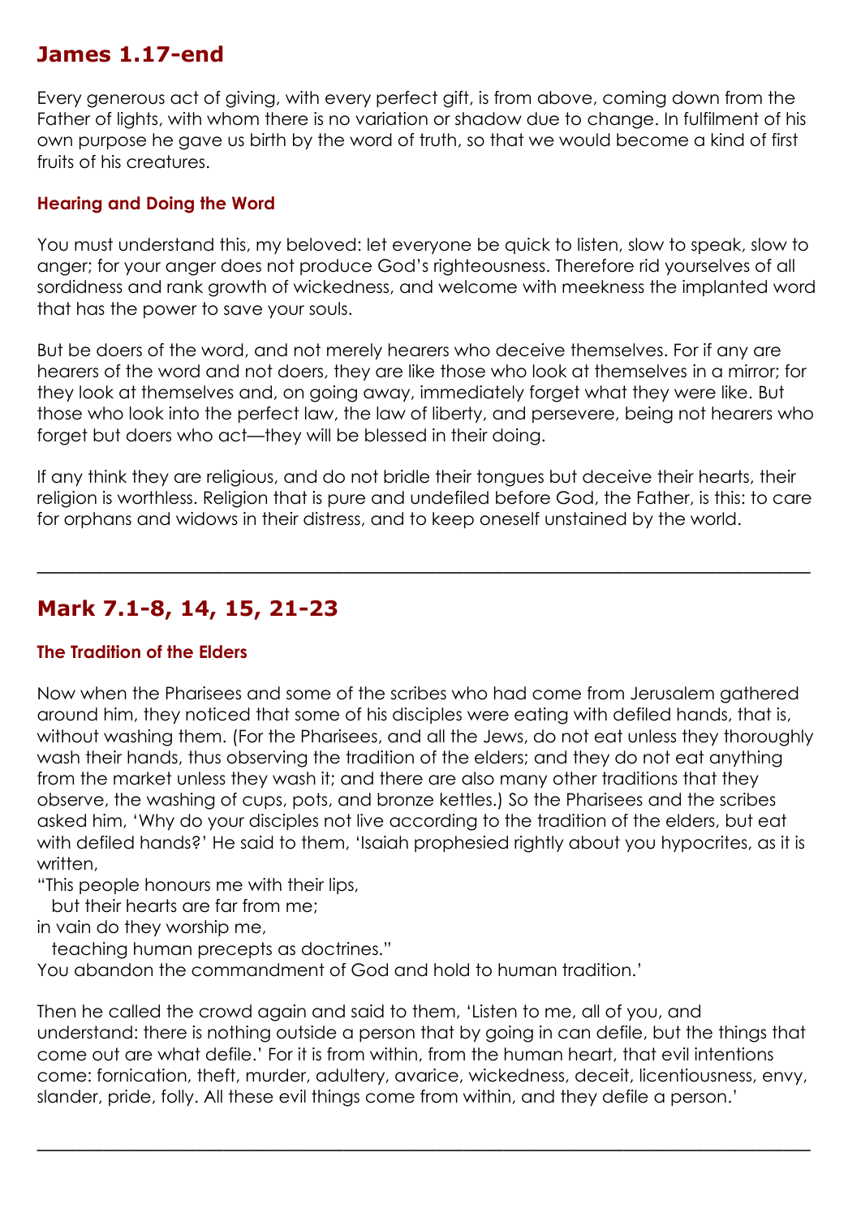## James 1.17-end

Every generous act of giving, with every perfect gift, is from above, coming down from the Father of lights, with whom there is no variation or shadow due to change. In fulfilment of his own purpose he gave us birth by the word of truth, so that we would become a kind of first fruits of his creatures.

### Hearing and Doing the Word

You must understand this, my beloved: let everyone be quick to listen, slow to speak, slow to anger; for your anger does not produce God's righteousness. Therefore rid yourselves of all sordidness and rank growth of wickedness, and welcome with meekness the implanted word that has the power to save your souls.

But be doers of the word, and not merely hearers who deceive themselves. For if any are hearers of the word and not doers, they are like those who look at themselves in a mirror; for they look at themselves and, on going away, immediately forget what they were like. But those who look into the perfect law, the law of liberty, and persevere, being not hearers who forget but doers who act—they will be blessed in their doing.

If any think they are religious, and do not bridle their tongues but deceive their hearts, their religion is worthless. Religion that is pure and undefiled before God, the Father, is this: to care for orphans and widows in their distress, and to keep oneself unstained by the world.

---

## Mark 7.1-8, 14, 15, 21-23

### The Tradition of the Elders

Now when the Pharisees and some of the scribes who had come from Jerusalem gathered around him, they noticed that some of his disciples were eating with defiled hands, that is, without washing them. (For the Pharisees, and all the Jews, do not eat unless they thoroughly wash their hands, thus observing the tradition of the elders; and they do not eat anything from the market unless they wash it; and there are also many other traditions that they observe, the washing of cups, pots, and bronze kettles.) So the Pharisees and the scribes asked him, 'Why do your disciples not live according to the tradition of the elders, but eat with defiled hands?' He said to them, 'Isaiah prophesied rightly about you hypocrites, as it is written,

"This people honours me with their lips,
  but their hearts are far from me;
in vain do they worship me,
  teaching human precepts as doctrines."

You abandon the commandment of God and hold to human tradition.'

Then he called the crowd again and said to them, 'Listen to me, all of you, and understand: there is nothing outside a person that by going in can defile, but the things that come out are what defile.' For it is from within, from the human heart, that evil intentions come: fornication, theft, murder, adultery, avarice, wickedness, deceit, licentiousness, envy, slander, pride, folly. All these evil things come from within, and they defile a person.'

---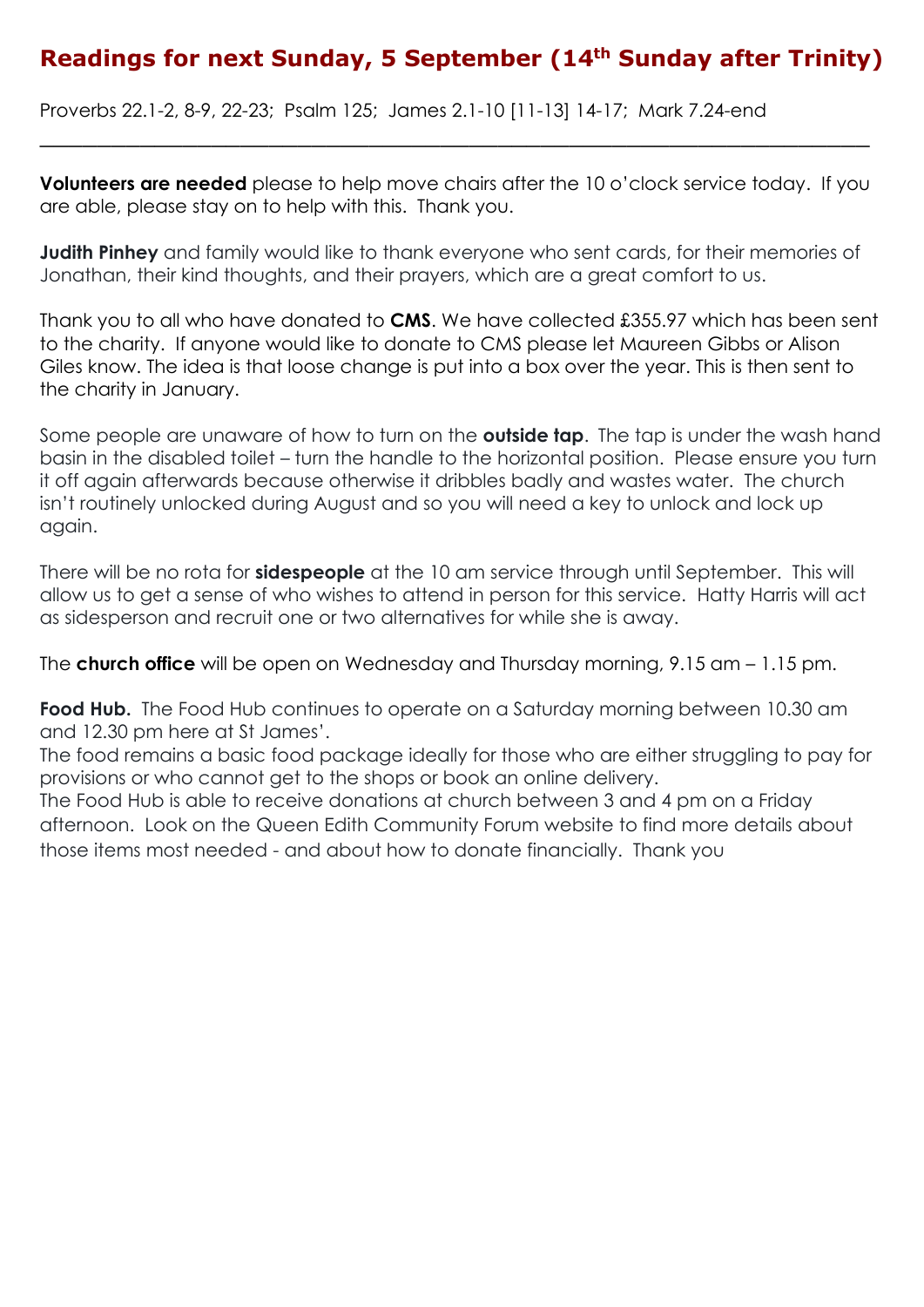## Readings for next Sunday, 5 September (14th Sunday after Trinity)

Proverbs 22.1-2, 8-9, 22-23; Psalm 125; James 2.1-10 [11-13] 14-17; Mark 7.24-end

---

**Volunteers are needed** please to help move chairs after the 10 o'clock service today. If you are able, please stay on to help with this. Thank you.

**Judith Pinhey** and family would like to thank everyone who sent cards, for their memories of Jonathan, their kind thoughts, and their prayers, which are a great comfort to us.

Thank you to all who have donated to **CMS**. We have collected £355.97 which has been sent to the charity. If anyone would like to donate to CMS please let Maureen Gibbs or Alison Giles know. The idea is that loose change is put into a box over the year. This is then sent to the charity in January.

Some people are unaware of how to turn on the **outside tap**. The tap is under the wash hand basin in the disabled toilet – turn the handle to the horizontal position. Please ensure you turn it off again afterwards because otherwise it dribbles badly and wastes water. The church isn't routinely unlocked during August and so you will need a key to unlock and lock up again.

There will be no rota for **sidespeople** at the 10 am service through until September. This will allow us to get a sense of who wishes to attend in person for this service. Hatty Harris will act as sidesperson and recruit one or two alternatives for while she is away.

The **church office** will be open on Wednesday and Thursday morning, 9.15 am – 1.15 pm.

**Food Hub.** The Food Hub continues to operate on a Saturday morning between 10.30 am and 12.30 pm here at St James'.
The food remains a basic food package ideally for those who are either struggling to pay for provisions or who cannot get to the shops or book an online delivery.
The Food Hub is able to receive donations at church between 3 and 4 pm on a Friday afternoon. Look on the Queen Edith Community Forum website to find more details about those items most needed - and about how to donate financially. Thank you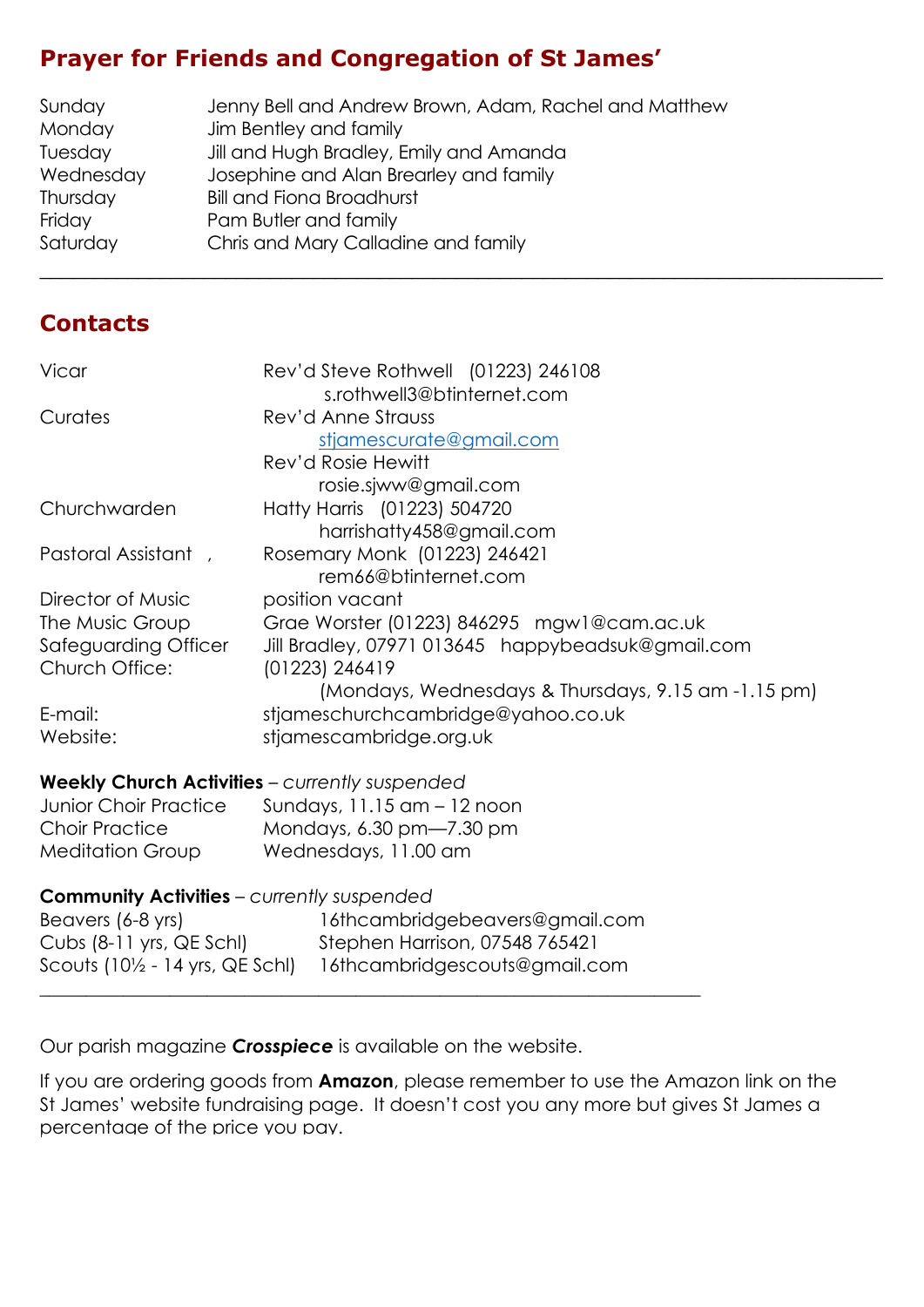## Prayer for Friends and Congregation of St James'

| | |
|---|---|
| Sunday | Jenny Bell and Andrew Brown, Adam, Rachel and Matthew |
| Monday | Jim Bentley and family |
| Tuesday | Jill and Hugh Bradley, Emily and Amanda |
| Wednesday | Josephine and Alan Brearley and family |
| Thursday | Bill and Fiona Broadhurst |
| Friday | Pam Butler and family |
| Saturday | Chris and Mary Calladine and family |

---

## Contacts

| | |
|---|---|
| Vicar | Rev'd Steve Rothwell (01223) 246108<br>s.rothwell3@btinternet.com |
| Curates | Rev'd Anne Strauss<br>stjamescurate@gmail.com<br>Rev'd Rosie Hewitt<br>rosie.sjww@gmail.com |
| Churchwarden | Hatty Harris (01223) 504720<br>harrishatty458@gmail.com |
| Pastoral Assistant , | Rosemary Monk (01223) 246421<br>rem66@btinternet.com |
| Director of Music | position vacant |
| The Music Group | Grae Worster (01223) 846295 mgw1@cam.ac.uk |
| Safeguarding Officer | Jill Bradley, 07971 013645 happybeadsuk@gmail.com |
| Church Office: | (01223) 246419<br>(Mondays, Wednesdays & Thursdays, 9.15 am -1.15 pm) |
| E-mail: | stjameschurchcambridge@yahoo.co.uk |
| Website: | stjamescambridge.org.uk |

**Weekly Church Activities** – *currently suspended*

| | |
|---|---|
| Junior Choir Practice | Sundays, 11.15 am – 12 noon |
| Choir Practice | Mondays, 6.30 pm—7.30 pm |
| Meditation Group | Wednesdays, 11.00 am |

**Community Activities** – *currently suspended*

| | |
|---|---|
| Beavers (6-8 yrs) | 16thcambridgebeavers@gmail.com |
| Cubs (8-11 yrs, QE Schl) | Stephen Harrison, 07548 765421 |
| Scouts (10½ - 14 yrs, QE Schl) | 16thcambridgescouts@gmail.com |

---

Our parish magazine ***Crosspiece*** is available on the website.

If you are ordering goods from **Amazon**, please remember to use the Amazon link on the St James' website fundraising page. It doesn't cost you any more but gives St James a percentage of the price you pay.